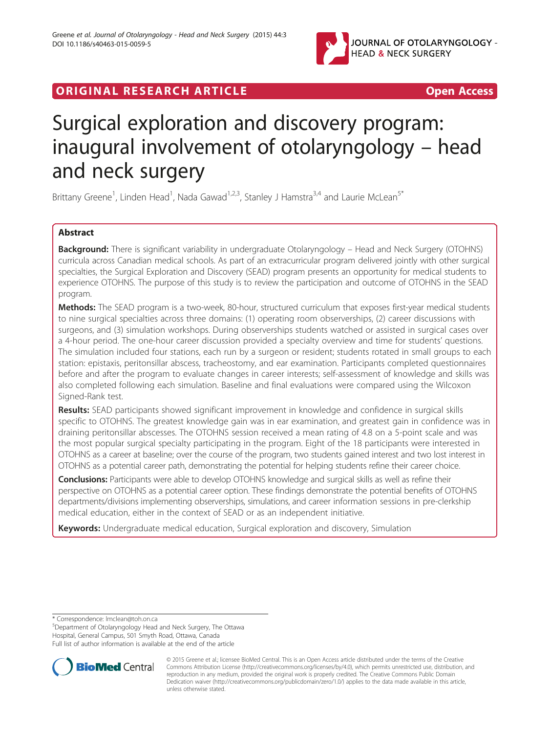ORIGINAL RESEARCH ARTICLE

Open Access

# Surgical exploration and discovery program: inaugural involvement of otolaryngology – head and neck surgery

Brittany Greene[1], Linden Head[1], Nada Gawad[1,2,3], Stanley J Hamstra[3,4] and Laurie McLean[5*]

## Abstract

**Background:** There is significant variability in undergraduate Otolaryngology – Head and Neck Surgery (OTOHNS) curricula across Canadian medical schools. As part of an extracurricular program delivered jointly with other surgical specialties, the Surgical Exploration and Discovery (SEAD) program presents an opportunity for medical students to experience OTOHNS. The purpose of this study is to review the participation and outcome of OTOHNS in the SEAD program.

**Methods:** The SEAD program is a two-week, 80-hour, structured curriculum that exposes first-year medical students to nine surgical specialties across three domains: (1) operating room observerships, (2) career discussions with surgeons, and (3) simulation workshops. During observerships students watched or assisted in surgical cases over a 4-hour period. The one-hour career discussion provided a specialty overview and time for students' questions. The simulation included four stations, each run by a surgeon or resident; students rotated in small groups to each station: epistaxis, peritonsillar abscess, tracheostomy, and ear examination. Participants completed questionnaires before and after the program to evaluate changes in career interests; self-assessment of knowledge and skills was also completed following each simulation. Baseline and final evaluations were compared using the Wilcoxon Signed-Rank test.

**Results:** SEAD participants showed significant improvement in knowledge and confidence in surgical skills specific to OTOHNS. The greatest knowledge gain was in ear examination, and greatest gain in confidence was in draining peritonsillar abscesses. The OTOHNS session received a mean rating of 4.8 on a 5-point scale and was the most popular surgical specialty participating in the program. Eight of the 18 participants were interested in OTOHNS as a career at baseline; over the course of the program, two students gained interest and two lost interest in OTOHNS as a potential career path, demonstrating the potential for helping students refine their career choice.

**Conclusions:** Participants were able to develop OTOHNS knowledge and surgical skills as well as refine their perspective on OTOHNS as a potential career option. These findings demonstrate the potential benefits of OTOHNS departments/divisions implementing observerships, simulations, and career information sessions in pre-clerkship medical education, either in the context of SEAD or as an independent initiative.

**Keywords:** Undergraduate medical education, Surgical exploration and discovery, Simulation

\* Correspondence: lmclean@toh.on.ca
[5]Department of Otolaryngology Head and Neck Surgery, The Ottawa Hospital, General Campus, 501 Smyth Road, Ottawa, Canada
Full list of author information is available at the end of the article

© 2015 Greene et al.; licensee BioMed Central. This is an Open Access article distributed under the terms of the Creative Commons Attribution License (http://creativecommons.org/licenses/by/4.0), which permits unrestricted use, distribution, and reproduction in any medium, provided the original work is properly credited. The Creative Commons Public Domain Dedication waiver (http://creativecommons.org/publicdomain/zero/1.0/) applies to the data made available in this article, unless otherwise stated.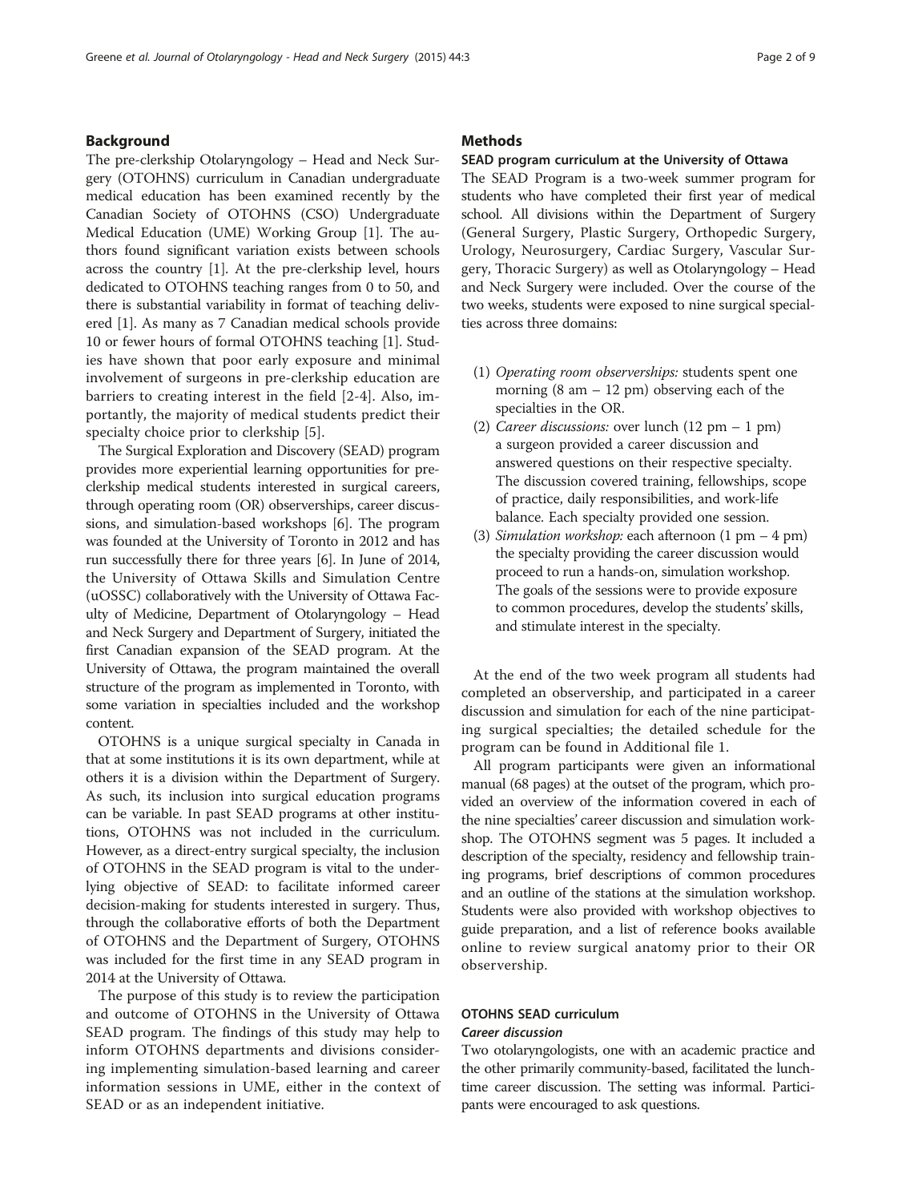## Background

The pre-clerkship Otolaryngology – Head and Neck Surgery (OTOHNS) curriculum in Canadian undergraduate medical education has been examined recently by the Canadian Society of OTOHNS (CSO) Undergraduate Medical Education (UME) Working Group [1]. The authors found significant variation exists between schools across the country [1]. At the pre-clerkship level, hours dedicated to OTOHNS teaching ranges from 0 to 50, and there is substantial variability in format of teaching delivered [1]. As many as 7 Canadian medical schools provide 10 or fewer hours of formal OTOHNS teaching [1]. Studies have shown that poor early exposure and minimal involvement of surgeons in pre-clerkship education are barriers to creating interest in the field [2-4]. Also, importantly, the majority of medical students predict their specialty choice prior to clerkship [5].

The Surgical Exploration and Discovery (SEAD) program provides more experiential learning opportunities for pre-clerkship medical students interested in surgical careers, through operating room (OR) observerships, career discussions, and simulation-based workshops [6]. The program was founded at the University of Toronto in 2012 and has run successfully there for three years [6]. In June of 2014, the University of Ottawa Skills and Simulation Centre (uOSSC) collaboratively with the University of Ottawa Faculty of Medicine, Department of Otolaryngology – Head and Neck Surgery and Department of Surgery, initiated the first Canadian expansion of the SEAD program. At the University of Ottawa, the program maintained the overall structure of the program as implemented in Toronto, with some variation in specialties included and the workshop content.

OTOHNS is a unique surgical specialty in Canada in that at some institutions it is its own department, while at others it is a division within the Department of Surgery. As such, its inclusion into surgical education programs can be variable. In past SEAD programs at other institutions, OTOHNS was not included in the curriculum. However, as a direct-entry surgical specialty, the inclusion of OTOHNS in the SEAD program is vital to the underlying objective of SEAD: to facilitate informed career decision-making for students interested in surgery. Thus, through the collaborative efforts of both the Department of OTOHNS and the Department of Surgery, OTOHNS was included for the first time in any SEAD program in 2014 at the University of Ottawa.

The purpose of this study is to review the participation and outcome of OTOHNS in the University of Ottawa SEAD program. The findings of this study may help to inform OTOHNS departments and divisions considering implementing simulation-based learning and career information sessions in UME, either in the context of SEAD or as an independent initiative.

## Methods

### SEAD program curriculum at the University of Ottawa

The SEAD Program is a two-week summer program for students who have completed their first year of medical school. All divisions within the Department of Surgery (General Surgery, Plastic Surgery, Orthopedic Surgery, Urology, Neurosurgery, Cardiac Surgery, Vascular Surgery, Thoracic Surgery) as well as Otolaryngology – Head and Neck Surgery were included. Over the course of the two weeks, students were exposed to nine surgical specialties across three domains:

(1) *Operating room observerships:* students spent one morning (8 am – 12 pm) observing each of the specialties in the OR.
(2) *Career discussions:* over lunch (12 pm – 1 pm) a surgeon provided a career discussion and answered questions on their respective specialty. The discussion covered training, fellowships, scope of practice, daily responsibilities, and work-life balance. Each specialty provided one session.
(3) *Simulation workshop:* each afternoon (1 pm – 4 pm) the specialty providing the career discussion would proceed to run a hands-on, simulation workshop. The goals of the sessions were to provide exposure to common procedures, develop the students' skills, and stimulate interest in the specialty.

At the end of the two week program all students had completed an observership, and participated in a career discussion and simulation for each of the nine participating surgical specialties; the detailed schedule for the program can be found in Additional file 1.

All program participants were given an informational manual (68 pages) at the outset of the program, which provided an overview of the information covered in each of the nine specialties' career discussion and simulation workshop. The OTOHNS segment was 5 pages. It included a description of the specialty, residency and fellowship training programs, brief descriptions of common procedures and an outline of the stations at the simulation workshop. Students were also provided with workshop objectives to guide preparation, and a list of reference books available online to review surgical anatomy prior to their OR observership.

### OTOHNS SEAD curriculum

#### Career discussion

Two otolaryngologists, one with an academic practice and the other primarily community-based, facilitated the lunchtime career discussion. The setting was informal. Participants were encouraged to ask questions.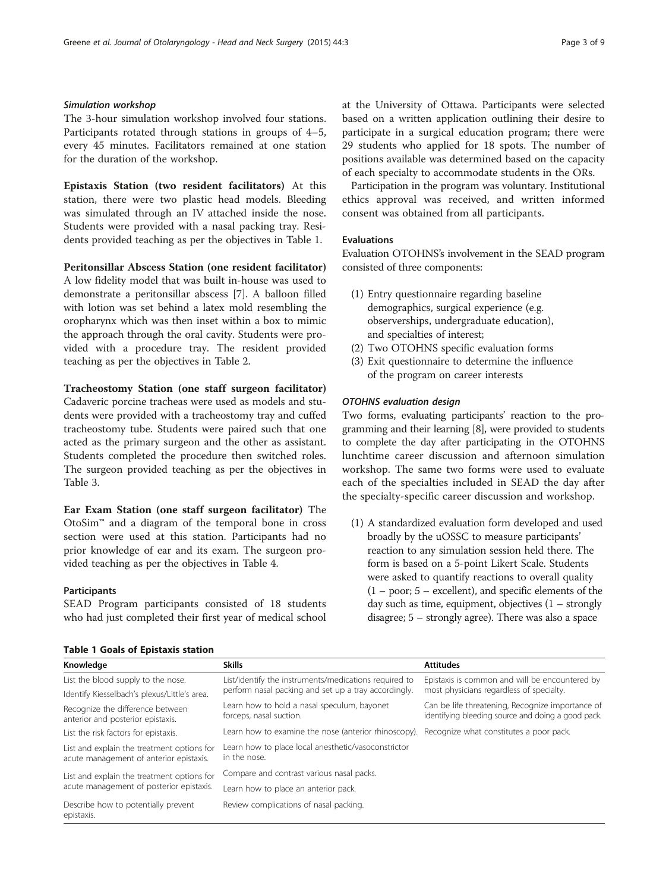#### *Simulation workshop*

The 3-hour simulation workshop involved four stations. Participants rotated through stations in groups of 4–5, every 45 minutes. Facilitators remained at one station for the duration of the workshop.

**Epistaxis Station (two resident facilitators)** At this station, there were two plastic head models. Bleeding was simulated through an IV attached inside the nose. Students were provided with a nasal packing tray. Residents provided teaching as per the objectives in Table 1.

**Peritonsillar Abscess Station (one resident facilitator)** A low fidelity model that was built in-house was used to demonstrate a peritonsillar abscess [7]. A balloon filled with lotion was set behind a latex mold resembling the oropharynx which was then inset within a box to mimic the approach through the oral cavity. Students were provided with a procedure tray. The resident provided teaching as per the objectives in Table 2.

**Tracheostomy Station (one staff surgeon facilitator)** Cadaveric porcine tracheas were used as models and students were provided with a tracheostomy tray and cuffed tracheostomy tube. Students were paired such that one acted as the primary surgeon and the other as assistant. Students completed the procedure then switched roles. The surgeon provided teaching as per the objectives in Table 3.

**Ear Exam Station (one staff surgeon facilitator)** The OtoSim™ and a diagram of the temporal bone in cross section were used at this station. Participants had no prior knowledge of ear and its exam. The surgeon provided teaching as per the objectives in Table 4.

#### Participants

SEAD Program participants consisted of 18 students who had just completed their first year of medical school at the University of Ottawa. Participants were selected based on a written application outlining their desire to participate in a surgical education program; there were 29 students who applied for 18 spots. The number of positions available was determined based on the capacity of each specialty to accommodate students in the ORs.

Participation in the program was voluntary. Institutional ethics approval was received, and written informed consent was obtained from all participants.

#### Evaluations

Evaluation OTOHNS's involvement in the SEAD program consisted of three components:

(1) Entry questionnaire regarding baseline demographics, surgical experience (e.g. observerships, undergraduate education), and specialties of interest;
(2) Two OTOHNS specific evaluation forms
(3) Exit questionnaire to determine the influence of the program on career interests

#### *OTOHNS evaluation design*

Two forms, evaluating participants' reaction to the programming and their learning [8], were provided to students to complete the day after participating in the OTOHNS lunchtime career discussion and afternoon simulation workshop. The same two forms were used to evaluate each of the specialties included in SEAD the day after the specialty-specific career discussion and workshop.

(1) A standardized evaluation form developed and used broadly by the uOSSC to measure participants' reaction to any simulation session held there. The form is based on a 5-point Likert Scale. Students were asked to quantify reactions to overall quality (1 – poor; 5 – excellent), and specific elements of the day such as time, equipment, objectives (1 – strongly disagree; 5 – strongly agree). There was also a space

**Table 1 Goals of Epistaxis station**

| Knowledge | Skills | Attitudes |
|---|---|---|
| List the blood supply to the nose. | List/identify the instruments/medications required to perform nasal packing and set up a tray accordingly. | Epistaxis is common and will be encountered by most physicians regardless of specialty. |
| Identify Kiesselbach's plexus/Little's area. | | |
| Recognize the difference between anterior and posterior epistaxis. | Learn how to hold a nasal speculum, bayonet forceps, nasal suction. | Can be life threatening, Recognize importance of identifying bleeding source and doing a good pack. |
| List the risk factors for epistaxis. | Learn how to examine the nose (anterior rhinoscopy). | Recognize what constitutes a poor pack. |
| List and explain the treatment options for acute management of anterior epistaxis. | Learn how to place local anesthetic/vasoconstrictor in the nose. | |
| List and explain the treatment options for acute management of posterior epistaxis. | Compare and contrast various nasal packs. | |
| | Learn how to place an anterior pack. | |
| Describe how to potentially prevent epistaxis. | Review complications of nasal packing. | |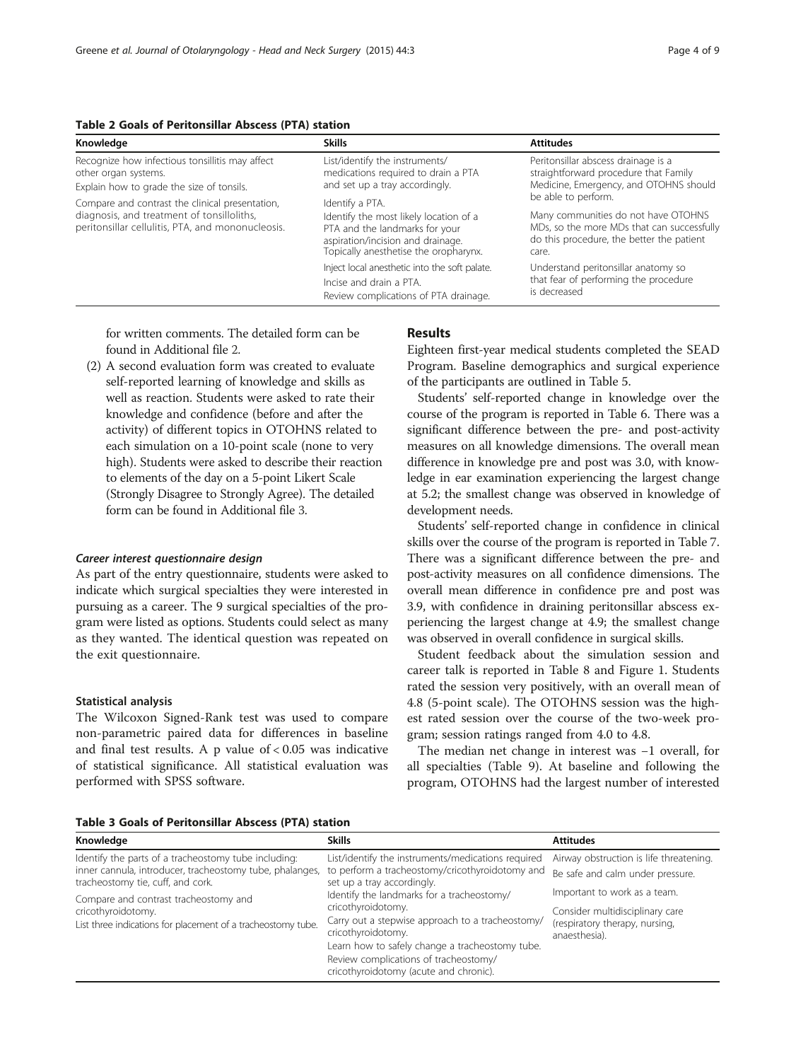**Table 2 Goals of Peritonsillar Abscess (PTA) station**

| Knowledge | Skills | Attitudes |
|---|---|---|
| Recognize how infectious tonsillitis may affect other organ systems.<br>Explain how to grade the size of tonsils.<br>Compare and contrast the clinical presentation, diagnosis, and treatment of tonsilloliths, peritonsillar cellulitis, PTA, and mononucleosis. | List/identify the instruments/ medications required to drain a PTA and set up a tray accordingly.<br>Identify a PTA.<br>Identify the most likely location of a PTA and the landmarks for your aspiration/incision and drainage.<br>Topically anesthetise the oropharynx.<br>Inject local anesthetic into the soft palate.<br>Incise and drain a PTA.<br>Review complications of PTA drainage. | Peritonsillar abscess drainage is a straightforward procedure that Family Medicine, Emergency, and OTOHNS should be able to perform.<br>Many communities do not have OTOHNS MDs, so the more MDs that can successfully do this procedure, the better the patient care.<br>Understand peritonsillar anatomy so that fear of performing the procedure is decreased |

for written comments. The detailed form can be found in Additional file 2.

(2) A second evaluation form was created to evaluate self-reported learning of knowledge and skills as well as reaction. Students were asked to rate their knowledge and confidence (before and after the activity) of different topics in OTOHNS related to each simulation on a 10-point scale (none to very high). Students were asked to describe their reaction to elements of the day on a 5-point Likert Scale (Strongly Disagree to Strongly Agree). The detailed form can be found in Additional file 3.

#### *Career interest questionnaire design*

As part of the entry questionnaire, students were asked to indicate which surgical specialties they were interested in pursuing as a career. The 9 surgical specialties of the program were listed as options. Students could select as many as they wanted. The identical question was repeated on the exit questionnaire.

#### Statistical analysis

The Wilcoxon Signed-Rank test was used to compare non-parametric paired data for differences in baseline and final test results. A p value of $< 0.05$ was indicative of statistical significance. All statistical evaluation was performed with SPSS software.

## Results

Eighteen first-year medical students completed the SEAD Program. Baseline demographics and surgical experience of the participants are outlined in Table 5.

Students' self-reported change in knowledge over the course of the program is reported in Table 6. There was a significant difference between the pre- and post-activity measures on all knowledge dimensions. The overall mean difference in knowledge pre and post was 3.0, with knowledge in ear examination experiencing the largest change at 5.2; the smallest change was observed in knowledge of development needs.

Students' self-reported change in confidence in clinical skills over the course of the program is reported in Table 7. There was a significant difference between the pre- and post-activity measures on all confidence dimensions. The overall mean difference in confidence pre and post was 3.9, with confidence in draining peritonsillar abscess experiencing the largest change at 4.9; the smallest change was observed in overall confidence in surgical skills.

Student feedback about the simulation session and career talk is reported in Table 8 and Figure 1. Students rated the session very positively, with an overall mean of 4.8 (5-point scale). The OTOHNS session was the highest rated session over the course of the two-week program; session ratings ranged from 4.0 to 4.8.

The median net change in interest was −1 overall, for all specialties (Table 9). At baseline and following the program, OTOHNS had the largest number of interested

**Table 3 Goals of Peritonsillar Abscess (PTA) station**

| Knowledge | Skills | Attitudes |
|---|---|---|
| Identify the parts of a tracheostomy tube including: inner cannula, introducer, tracheostomy tube, phalanges, tracheostomy tie, cuff, and cork.<br>Compare and contrast tracheostomy and cricothyroidotomy.<br>List three indications for placement of a tracheostomy tube. | List/identify the instruments/medications required to perform a tracheostomy/cricothyroidotomy and set up a tray accordingly.<br>Identify the landmarks for a tracheostomy/ cricothyroidotomy.<br>Carry out a stepwise approach to a tracheostomy/ cricothyroidotomy.<br>Learn how to safely change a tracheostomy tube.<br>Review complications of tracheostomy/ cricothyroidotomy (acute and chronic). | Airway obstruction is life threatening.<br>Be safe and calm under pressure.<br>Important to work as a team.<br>Consider multidisciplinary care (respiratory therapy, nursing, anaesthesia). |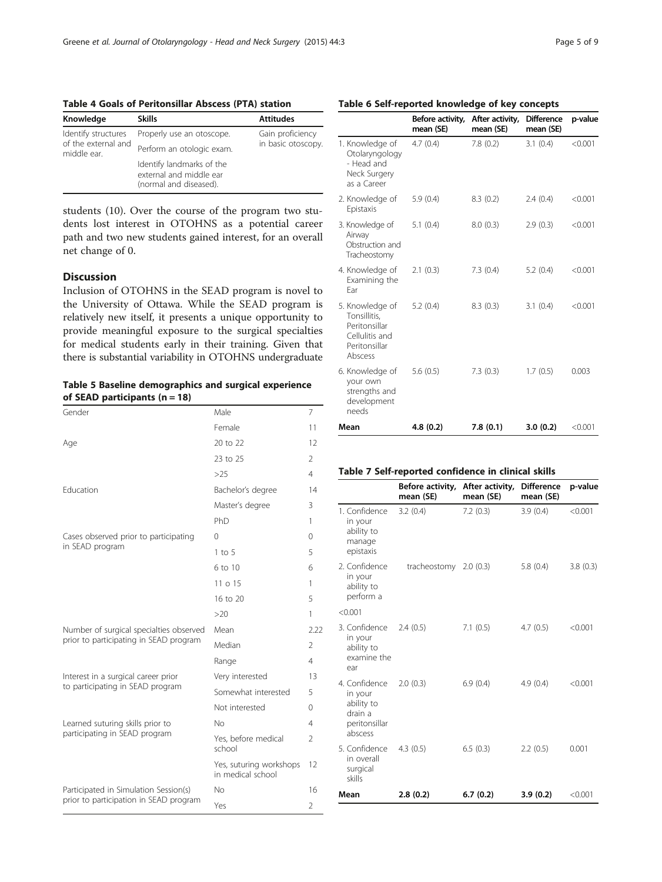**Table 4 Goals of Peritonsillar Abscess (PTA) station**

| Knowledge | Skills | Attitudes |
|---|---|---|
| Identify structures of the external and middle ear. | Properly use an otoscope. | Gain proficiency in basic otoscopy. |
| | Perform an otologic exam. | |
| | Identify landmarks of the external and middle ear (normal and diseased). | |

students (10). Over the course of the program two students lost interest in OTOHNS as a potential career path and two new students gained interest, for an overall net change of 0.

## Discussion

Inclusion of OTOHNS in the SEAD program is novel to the University of Ottawa. While the SEAD program is relatively new itself, it presents a unique opportunity to provide meaningful exposure to the surgical specialties for medical students early in their training. Given that there is substantial variability in OTOHNS undergraduate

**Table 5 Baseline demographics and surgical experience of SEAD participants (n = 18)**

| | | |
|---|---|---|
| Gender | Male | 7 |
| | Female | 11 |
| Age | 20 to 22 | 12 |
| | 23 to 25 | 2 |
| | >25 | 4 |
| Education | Bachelor's degree | 14 |
| | Master's degree | 3 |
| | PhD | 1 |
| Cases observed prior to participating in SEAD program | 0 | 0 |
| | 1 to 5 | 5 |
| | 6 to 10 | 6 |
| | 11 o 15 | 1 |
| | 16 to 20 | 5 |
| | >20 | 1 |
| Number of surgical specialties observed prior to participating in SEAD program | Mean | 2.22 |
| | Median | 2 |
| | Range | 4 |
| Interest in a surgical career prior to participating in SEAD program | Very interested | 13 |
| | Somewhat interested | 5 |
| | Not interested | 0 |
| Learned suturing skills prior to participating in SEAD program | No | 4 |
| | Yes, before medical school | 2 |
| | Yes, suturing workshops in medical school | 12 |
| Participated in Simulation Session(s) prior to participation in SEAD program | No | 16 |
| | Yes | 2 |

**Table 6 Self-reported knowledge of key concepts**

| | Before activity, mean (SE) | After activity, mean (SE) | Difference mean (SE) | p-value |
|---|---|---|---|---|
| 1. Knowledge of Otolaryngology - Head and Neck Surgery as a Career | 4.7 (0.4) | 7.8 (0.2) | 3.1 (0.4) | <0.001 |
| 2. Knowledge of Epistaxis | 5.9 (0.4) | 8.3 (0.2) | 2.4 (0.4) | <0.001 |
| 3. Knowledge of Airway Obstruction and Tracheostomy | 5.1 (0.4) | 8.0 (0.3) | 2.9 (0.3) | <0.001 |
| 4. Knowledge of Examining the Ear | 2.1 (0.3) | 7.3 (0.4) | 5.2 (0.4) | <0.001 |
| 5. Knowledge of Tonsillitis, Peritonsillar Cellulitis and Peritonsillar Abscess | 5.2 (0.4) | 8.3 (0.3) | 3.1 (0.4) | <0.001 |
| 6. Knowledge of your own strengths and development needs | 5.6 (0.5) | 7.3 (0.3) | 1.7 (0.5) | 0.003 |
| **Mean** | **4.8 (0.2)** | **7.8 (0.1)** | **3.0 (0.2)** | <0.001 |

**Table 7 Self-reported confidence in clinical skills**

| | Before activity, mean (SE) | After activity, mean (SE) | Difference mean (SE) | p-value |
|---|---|---|---|---|
| 1. Confidence in your ability to manage epistaxis | 3.2 (0.4) | 7.2 (0.3) | 3.9 (0.4) | <0.001 |
| 2. Confidence in your ability to perform a | tracheostomy | 2.0 (0.3) | 5.8 (0.4) | 3.8 (0.3) |
| <0.001 | | | | |
| 3. Confidence in your ability to examine the ear | 2.4 (0.5) | 7.1 (0.5) | 4.7 (0.5) | <0.001 |
| 4. Confidence in your ability to drain a peritonsillar abscess | 2.0 (0.3) | 6.9 (0.4) | 4.9 (0.4) | <0.001 |
| 5. Confidence in overall surgical skills | 4.3 (0.5) | 6.5 (0.3) | 2.2 (0.5) | 0.001 |
| **Mean** | **2.8 (0.2)** | **6.7 (0.2)** | **3.9 (0.2)** | <0.001 |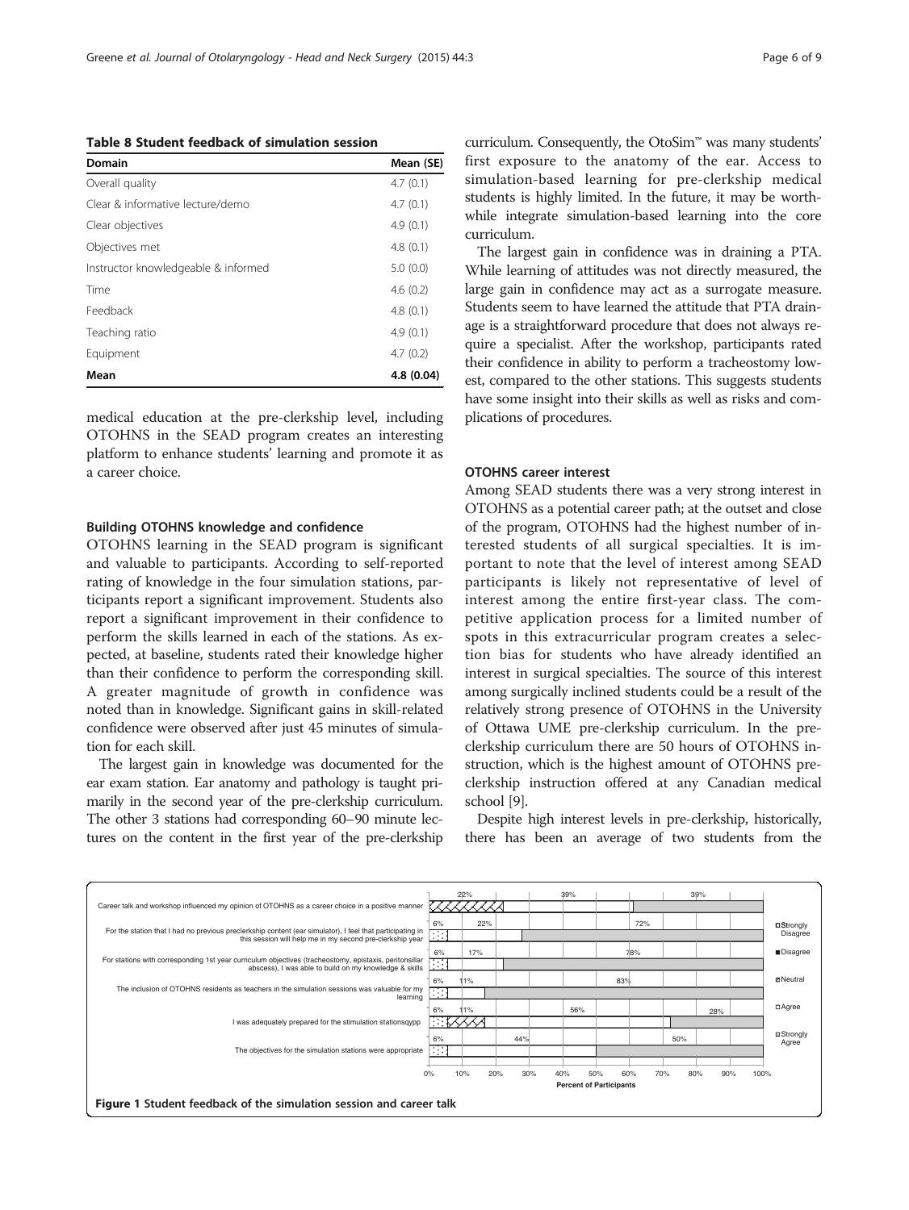**Table 8 Student feedback of simulation session**

| Domain | Mean (SE) |
|---|---|
| Overall quality | 4.7 (0.1) |
| Clear & informative lecture/demo | 4.7 (0.1) |
| Clear objectives | 4.9 (0.1) |
| Objectives met | 4.8 (0.1) |
| Instructor knowledgeable & informed | 5.0 (0.0) |
| Time | 4.6 (0.2) |
| Feedback | 4.8 (0.1) |
| Teaching ratio | 4.9 (0.1) |
| Equipment | 4.7 (0.2) |
| **Mean** | **4.8 (0.04)** |

medical education at the pre-clerkship level, including OTOHNS in the SEAD program creates an interesting platform to enhance students' learning and promote it as a career choice.

### Building OTOHNS knowledge and confidence

OTOHNS learning in the SEAD program is significant and valuable to participants. According to self-reported rating of knowledge in the four simulation stations, participants report a significant improvement. Students also report a significant improvement in their confidence to perform the skills learned in each of the stations. As expected, at baseline, students rated their knowledge higher than their confidence to perform the corresponding skill. A greater magnitude of growth in confidence was noted than in knowledge. Significant gains in skill-related confidence were observed after just 45 minutes of simulation for each skill.

The largest gain in knowledge was documented for the ear exam station. Ear anatomy and pathology is taught primarily in the second year of the pre-clerkship curriculum. The other 3 stations had corresponding 60–90 minute lectures on the content in the first year of the pre-clerkship curriculum. Consequently, the OtoSim™ was many students' first exposure to the anatomy of the ear. Access to simulation-based learning for pre-clerkship medical students is highly limited. In the future, it may be worthwhile integrate simulation-based learning into the core curriculum.

The largest gain in confidence was in draining a PTA. While learning of attitudes was not directly measured, the large gain in confidence may act as a surrogate measure. Students seem to have learned the attitude that PTA drainage is a straightforward procedure that does not always require a specialist. After the workshop, participants rated their confidence in ability to perform a tracheostomy lowest, compared to the other stations. This suggests students have some insight into their skills as well as risks and complications of procedures.

### OTOHNS career interest

Among SEAD students there was a very strong interest in OTOHNS as a potential career path; at the outset and close of the program, OTOHNS had the highest number of interested students of all surgical specialties. It is important to note that the level of interest among SEAD participants is likely not representative of level of interest among the entire first-year class. The competitive application process for a limited number of spots in this extracurricular program creates a selection bias for students who have already identified an interest in surgical specialties. The source of this interest among surgically inclined students could be a result of the relatively strong presence of OTOHNS in the University of Ottawa UME pre-clerkship curriculum. In the pre-clerkship curriculum there are 50 hours of OTOHNS instruction, which is the highest amount of OTOHNS pre-clerkship instruction offered at any Canadian medical school [9].

Despite high interest levels in pre-clerkship, historically, there has been an average of two students from the

Career talk and workshop influenced my opinion of OTOHNS as a career choice in a positive manner — 22%, 39%, 39%

For the station that I had no previous preclerkship content (ear simulator), I feel that participating in this session will help me in my second pre-clerkship year — 6%, 22%, 72%

For stations with corresponding 1st year curriculum objectives (tracheostomy, epistaxis, peritonsillar abscess), I was able to build on my knowledge & skills — 6%, 17%, 78%

The inclusion of OTOHNS residents as teachers in the simulation sessions was valuable for my learning — 6%, 11%, 83%

I was adequately prepared for the stimulation stationsqypp — 6%, 11%, 56%, 28%

The objectives for the simulation stations were appropriate — 6%, 44%, 50%

0% 10% 20% 30% 40% 50% 60% 70% 80% 90% 100%

Percent of Participants

Strongly Disagree
Disagree
Neutral
Agree
Strongly Agree

**Figure 1** Student feedback of the simulation session and career talk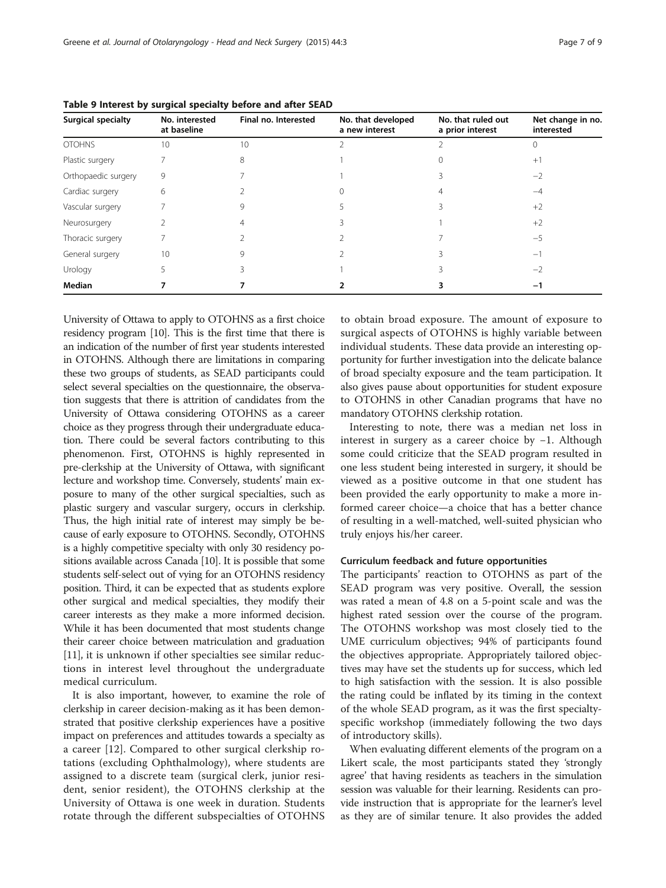**Table 9 Interest by surgical specialty before and after SEAD**

| Surgical specialty | No. interested at baseline | Final no. Interested | No. that developed a new interest | No. that ruled out a prior interest | Net change in no. interested |
|---|---|---|---|---|---|
| OTOHNS | 10 | 10 | 2 | 2 | 0 |
| Plastic surgery | 7 | 8 | 1 | 0 | +1 |
| Orthopaedic surgery | 9 | 7 | 1 | 3 | −2 |
| Cardiac surgery | 6 | 2 | 0 | 4 | −4 |
| Vascular surgery | 7 | 9 | 5 | 3 | +2 |
| Neurosurgery | 2 | 4 | 3 | 1 | +2 |
| Thoracic surgery | 7 | 2 | 2 | 7 | −5 |
| General surgery | 10 | 9 | 2 | 3 | −1 |
| Urology | 5 | 3 | 1 | 3 | −2 |
| **Median** | **7** | **7** | **2** | **3** | **−1** |

University of Ottawa to apply to OTOHNS as a first choice residency program [10]. This is the first time that there is an indication of the number of first year students interested in OTOHNS. Although there are limitations in comparing these two groups of students, as SEAD participants could select several specialties on the questionnaire, the observation suggests that there is attrition of candidates from the University of Ottawa considering OTOHNS as a career choice as they progress through their undergraduate education. There could be several factors contributing to this phenomenon. First, OTOHNS is highly represented in pre-clerkship at the University of Ottawa, with significant lecture and workshop time. Conversely, students' main exposure to many of the other surgical specialties, such as plastic surgery and vascular surgery, occurs in clerkship. Thus, the high initial rate of interest may simply be because of early exposure to OTOHNS. Secondly, OTOHNS is a highly competitive specialty with only 30 residency positions available across Canada [10]. It is possible that some students self-select out of vying for an OTOHNS residency position. Third, it can be expected that as students explore other surgical and medical specialties, they modify their career interests as they make a more informed decision. While it has been documented that most students change their career choice between matriculation and graduation [11], it is unknown if other specialties see similar reductions in interest level throughout the undergraduate medical curriculum.

It is also important, however, to examine the role of clerkship in career decision-making as it has been demonstrated that positive clerkship experiences have a positive impact on preferences and attitudes towards a specialty as a career [12]. Compared to other surgical clerkship rotations (excluding Ophthalmology), where students are assigned to a discrete team (surgical clerk, junior resident, senior resident), the OTOHNS clerkship at the University of Ottawa is one week in duration. Students rotate through the different subspecialties of OTOHNS to obtain broad exposure. The amount of exposure to surgical aspects of OTOHNS is highly variable between individual students. These data provide an interesting opportunity for further investigation into the delicate balance of broad specialty exposure and the team participation. It also gives pause about opportunities for student exposure to OTOHNS in other Canadian programs that have no mandatory OTOHNS clerkship rotation.

Interesting to note, there was a median net loss in interest in surgery as a career choice by −1. Although some could criticize that the SEAD program resulted in one less student being interested in surgery, it should be viewed as a positive outcome in that one student has been provided the early opportunity to make a more informed career choice—a choice that has a better chance of resulting in a well-matched, well-suited physician who truly enjoys his/her career.

### Curriculum feedback and future opportunities

The participants' reaction to OTOHNS as part of the SEAD program was very positive. Overall, the session was rated a mean of 4.8 on a 5-point scale and was the highest rated session over the course of the program. The OTOHNS workshop was most closely tied to the UME curriculum objectives; 94% of participants found the objectives appropriate. Appropriately tailored objectives may have set the students up for success, which led to high satisfaction with the session. It is also possible the rating could be inflated by its timing in the context of the whole SEAD program, as it was the first specialty-specific workshop (immediately following the two days of introductory skills).

When evaluating different elements of the program on a Likert scale, the most participants stated they 'strongly agree' that having residents as teachers in the simulation session was valuable for their learning. Residents can provide instruction that is appropriate for the learner's level as they are of similar tenure. It also provides the added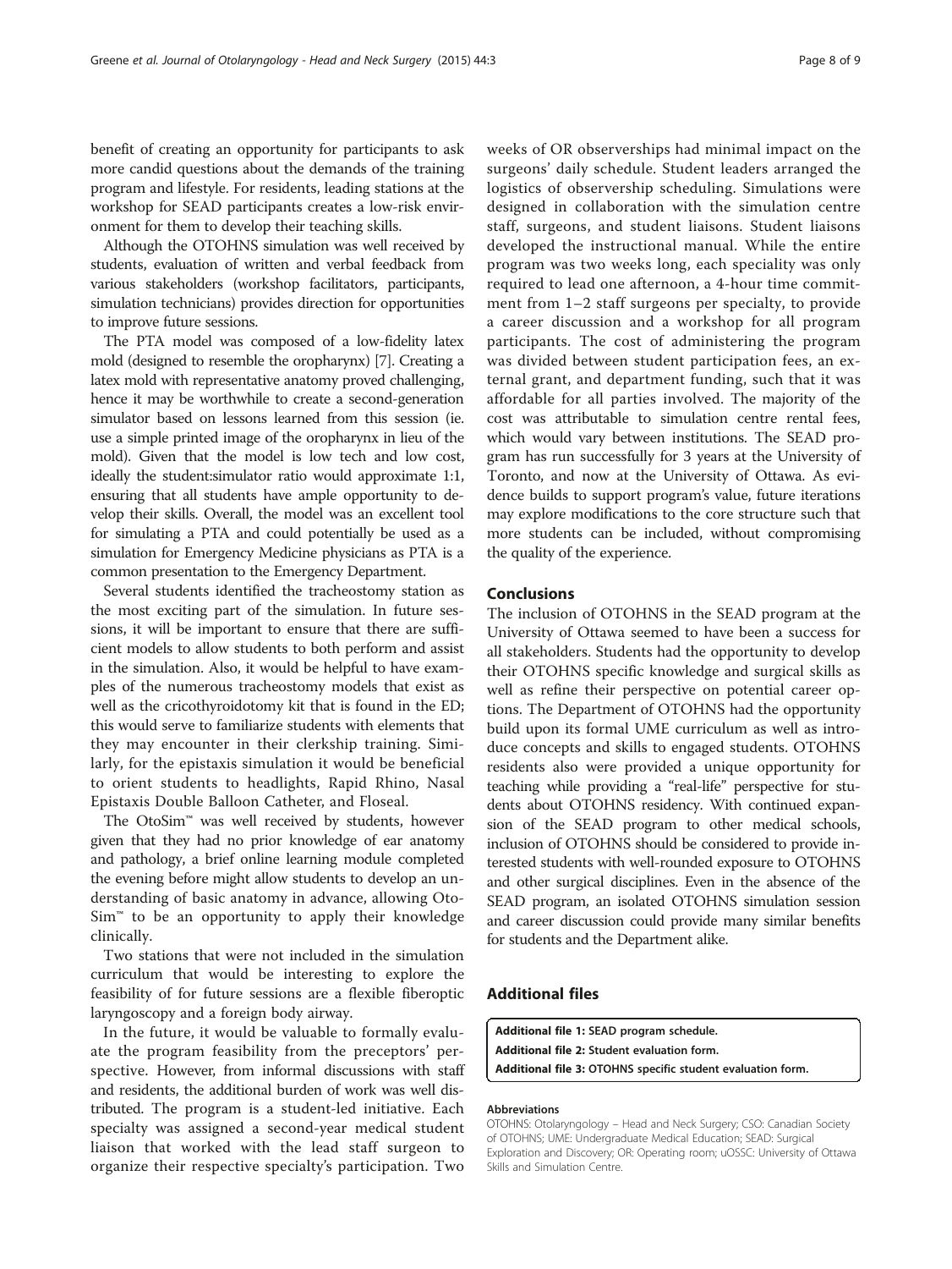benefit of creating an opportunity for participants to ask more candid questions about the demands of the training program and lifestyle. For residents, leading stations at the workshop for SEAD participants creates a low-risk environment for them to develop their teaching skills.

Although the OTOHNS simulation was well received by students, evaluation of written and verbal feedback from various stakeholders (workshop facilitators, participants, simulation technicians) provides direction for opportunities to improve future sessions.

The PTA model was composed of a low-fidelity latex mold (designed to resemble the oropharynx) [7]. Creating a latex mold with representative anatomy proved challenging, hence it may be worthwhile to create a second-generation simulator based on lessons learned from this session (ie. use a simple printed image of the oropharynx in lieu of the mold). Given that the model is low tech and low cost, ideally the student:simulator ratio would approximate 1:1, ensuring that all students have ample opportunity to develop their skills. Overall, the model was an excellent tool for simulating a PTA and could potentially be used as a simulation for Emergency Medicine physicians as PTA is a common presentation to the Emergency Department.

Several students identified the tracheostomy station as the most exciting part of the simulation. In future sessions, it will be important to ensure that there are sufficient models to allow students to both perform and assist in the simulation. Also, it would be helpful to have examples of the numerous tracheostomy models that exist as well as the cricothyroidotomy kit that is found in the ED; this would serve to familiarize students with elements that they may encounter in their clerkship training. Similarly, for the epistaxis simulation it would be beneficial to orient students to headlights, Rapid Rhino, Nasal Epistaxis Double Balloon Catheter, and Floseal.

The OtoSim™ was well received by students, however given that they had no prior knowledge of ear anatomy and pathology, a brief online learning module completed the evening before might allow students to develop an understanding of basic anatomy in advance, allowing OtoSim™ to be an opportunity to apply their knowledge clinically.

Two stations that were not included in the simulation curriculum that would be interesting to explore the feasibility of for future sessions are a flexible fiberoptic laryngoscopy and a foreign body airway.

In the future, it would be valuable to formally evaluate the program feasibility from the preceptors' perspective. However, from informal discussions with staff and residents, the additional burden of work was well distributed. The program is a student-led initiative. Each specialty was assigned a second-year medical student liaison that worked with the lead staff surgeon to organize their respective specialty's participation. Two weeks of OR observerships had minimal impact on the surgeons' daily schedule. Student leaders arranged the logistics of observership scheduling. Simulations were designed in collaboration with the simulation centre staff, surgeons, and student liaisons. Student liaisons developed the instructional manual. While the entire program was two weeks long, each speciality was only required to lead one afternoon, a 4-hour time commitment from 1–2 staff surgeons per specialty, to provide a career discussion and a workshop for all program participants. The cost of administering the program was divided between student participation fees, an external grant, and department funding, such that it was affordable for all parties involved. The majority of the cost was attributable to simulation centre rental fees, which would vary between institutions. The SEAD program has run successfully for 3 years at the University of Toronto, and now at the University of Ottawa. As evidence builds to support program's value, future iterations may explore modifications to the core structure such that more students can be included, without compromising the quality of the experience.

## Conclusions

The inclusion of OTOHNS in the SEAD program at the University of Ottawa seemed to have been a success for all stakeholders. Students had the opportunity to develop their OTOHNS specific knowledge and surgical skills as well as refine their perspective on potential career options. The Department of OTOHNS had the opportunity build upon its formal UME curriculum as well as introduce concepts and skills to engaged students. OTOHNS residents also were provided a unique opportunity for teaching while providing a "real-life" perspective for students about OTOHNS residency. With continued expansion of the SEAD program to other medical schools, inclusion of OTOHNS should be considered to provide interested students with well-rounded exposure to OTOHNS and other surgical disciplines. Even in the absence of the SEAD program, an isolated OTOHNS simulation session and career discussion could provide many similar benefits for students and the Department alike.

## Additional files

**Additional file 1:** SEAD program schedule.
**Additional file 2:** Student evaluation form.
**Additional file 3:** OTOHNS specific student evaluation form.

#### Abbreviations

OTOHNS: Otolaryngology – Head and Neck Surgery; CSO: Canadian Society of OTOHNS; UME: Undergraduate Medical Education; SEAD: Surgical Exploration and Discovery; OR: Operating room; uOSSC: University of Ottawa Skills and Simulation Centre.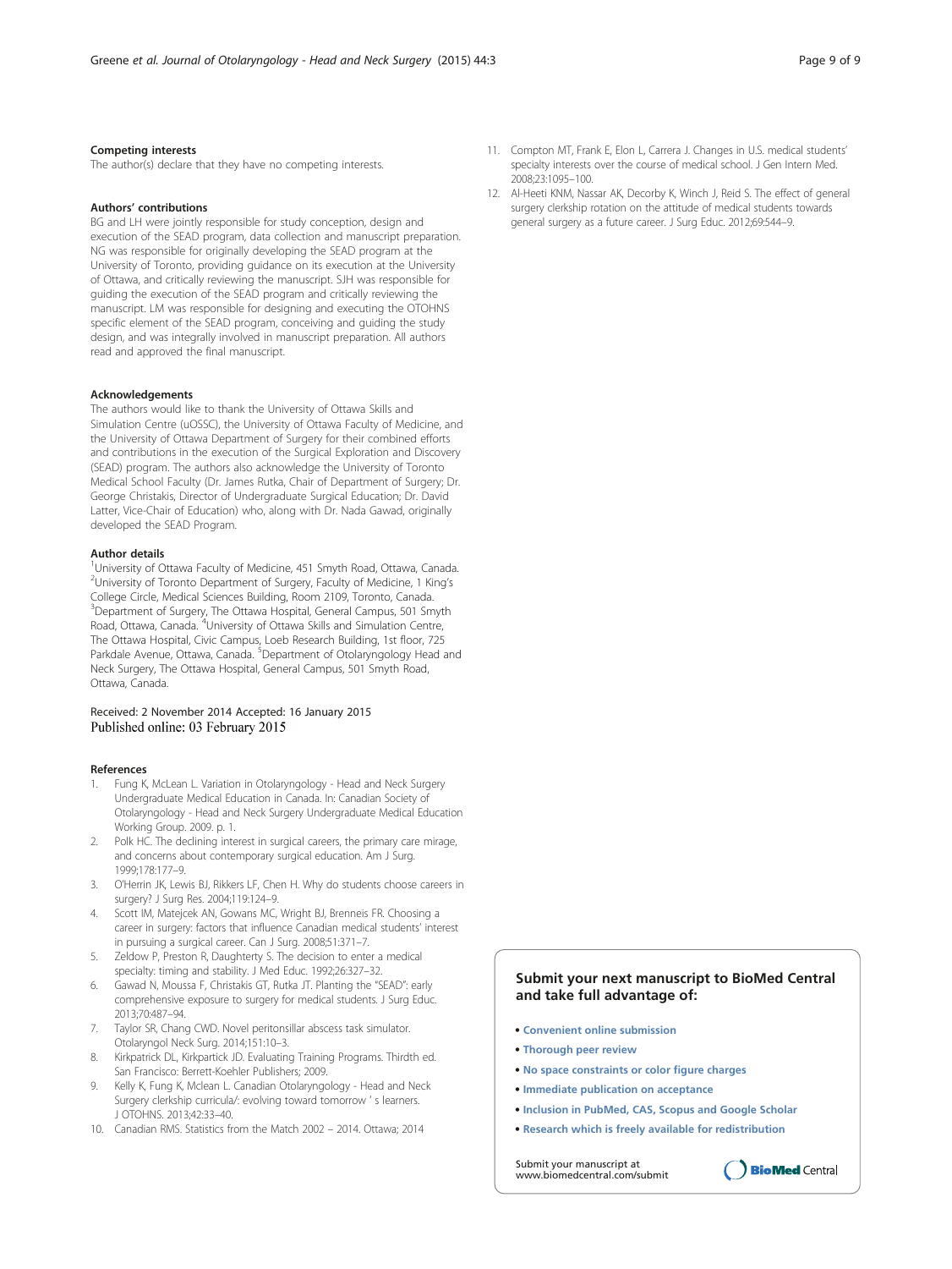### Competing interests

The author(s) declare that they have no competing interests.

### Authors' contributions

BG and LH were jointly responsible for study conception, design and execution of the SEAD program, data collection and manuscript preparation. NG was responsible for originally developing the SEAD program at the University of Toronto, providing guidance on its execution at the University of Ottawa, and critically reviewing the manuscript. SJH was responsible for guiding the execution of the SEAD program and critically reviewing the manuscript. LM was responsible for designing and executing the OTOHNS specific element of the SEAD program, conceiving and guiding the study design, and was integrally involved in manuscript preparation. All authors read and approved the final manuscript.

### Acknowledgements

The authors would like to thank the University of Ottawa Skills and Simulation Centre (uOSSC), the University of Ottawa Faculty of Medicine, and the University of Ottawa Department of Surgery for their combined efforts and contributions in the execution of the Surgical Exploration and Discovery (SEAD) program. The authors also acknowledge the University of Toronto Medical School Faculty (Dr. James Rutka, Chair of Department of Surgery; Dr. George Christakis, Director of Undergraduate Surgical Education; Dr. David Latter, Vice-Chair of Education) who, along with Dr. Nada Gawad, originally developed the SEAD Program.

### Author details

[1]University of Ottawa Faculty of Medicine, 451 Smyth Road, Ottawa, Canada. [2]University of Toronto Department of Surgery, Faculty of Medicine, 1 King's College Circle, Medical Sciences Building, Room 2109, Toronto, Canada. [3]Department of Surgery, The Ottawa Hospital, General Campus, 501 Smyth Road, Ottawa, Canada. [4]University of Ottawa Skills and Simulation Centre, The Ottawa Hospital, Civic Campus, Loeb Research Building, 1st floor, 725 Parkdale Avenue, Ottawa, Canada. [5]Department of Otolaryngology Head and Neck Surgery, The Ottawa Hospital, General Campus, 501 Smyth Road, Ottawa, Canada.

Received: 2 November 2014 Accepted: 16 January 2015
Published online: 03 February 2015

### References

1. Fung K, McLean L. Variation in Otolaryngology - Head and Neck Surgery Undergraduate Medical Education in Canada. In: Canadian Society of Otolaryngology - Head and Neck Surgery Undergraduate Medical Education Working Group. 2009. p. 1.
2. Polk HC. The declining interest in surgical careers, the primary care mirage, and concerns about contemporary surgical education. Am J Surg. 1999;178:177–9.
3. O'Herrin JK, Lewis BJ, Rikkers LF, Chen H. Why do students choose careers in surgery? J Surg Res. 2004;119:124–9.
4. Scott IM, Matejcek AN, Gowans MC, Wright BJ, Brenneis FR. Choosing a career in surgery: factors that influence Canadian medical students' interest in pursuing a surgical career. Can J Surg. 2008;51:371–7.
5. Zeldow P, Preston R, Daughterty S. The decision to enter a medical specialty: timing and stability. J Med Educ. 1992;26:327–32.
6. Gawad N, Moussa F, Christakis GT, Rutka JT. Planting the "SEAD": early comprehensive exposure to surgery for medical students. J Surg Educ. 2013;70:487–94.
7. Taylor SR, Chang CWD. Novel peritonsillar abscess task simulator. Otolaryngol Neck Surg. 2014;151:10–3.
8. Kirkpatrick DL, Kirkpartick JD. Evaluating Training Programs. Thirdth ed. San Francisco: Berrett-Koehler Publishers; 2009.
9. Kelly K, Fung K, Mclean L. Canadian Otolaryngology - Head and Neck Surgery clerkship curricula/: evolving toward tomorrow ' s learners. J OTOHNS. 2013;42:33–40.
10. Canadian RMS. Statistics from the Match 2002 – 2014. Ottawa; 2014
11. Compton MT, Frank E, Elon L, Carrera J. Changes in U.S. medical students' specialty interests over the course of medical school. J Gen Intern Med. 2008;23:1095–100.
12. Al-Heeti KNM, Nassar AK, Decorby K, Winch J, Reid S. The effect of general surgery clerkship rotation on the attitude of medical students towards general surgery as a future career. J Surg Educ. 2012;69:544–9.

**Submit your next manuscript to BioMed Central and take full advantage of:**

- **Convenient online submission**
- **Thorough peer review**
- **No space constraints or color figure charges**
- **Immediate publication on acceptance**
- **Inclusion in PubMed, CAS, Scopus and Google Scholar**
- **Research which is freely available for redistribution**

Submit your manuscript at www.biomedcentral.com/submit

BioMed Central